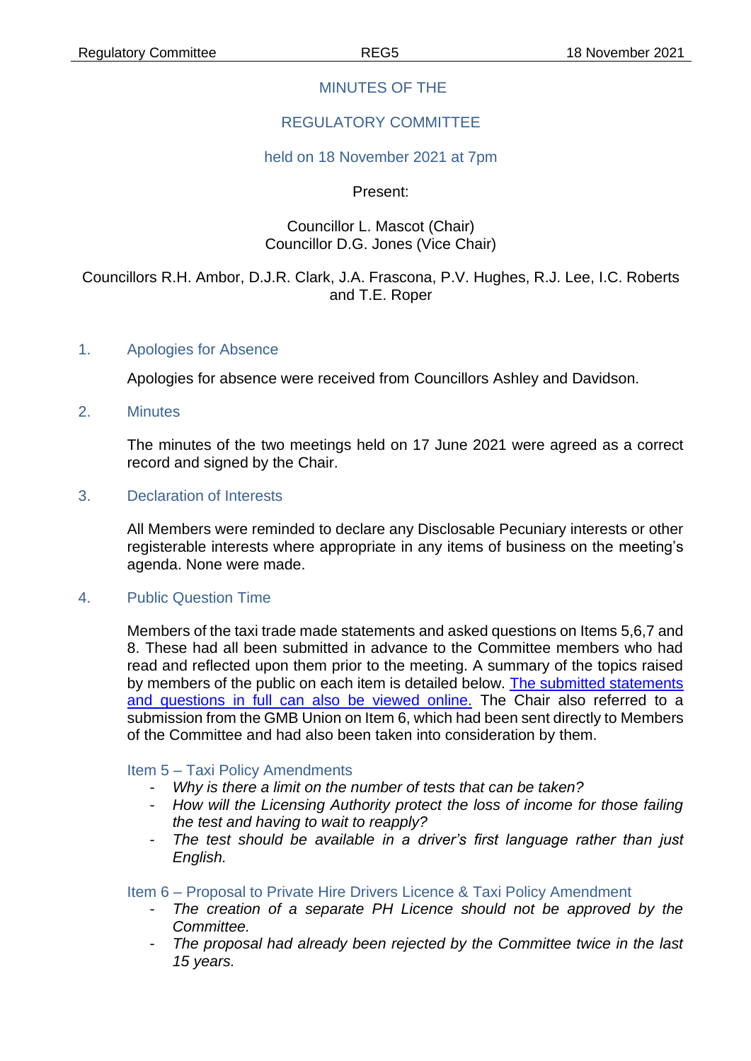# MINUTES OF THE

# REGULATORY COMMITTEE

## held on 18 November 2021 at 7pm

Present:

Councillor L. Mascot (Chair)
Councillor D.G. Jones (Vice Chair)

Councillors R.H. Ambor, D.J.R. Clark, J.A. Frascona, P.V. Hughes, R.J. Lee, I.C. Roberts and T.E. Roper

## 1. Apologies for Absence

Apologies for absence were received from Councillors Ashley and Davidson.

## 2. Minutes

The minutes of the two meetings held on 17 June 2021 were agreed as a correct record and signed by the Chair.

## 3. Declaration of Interests

All Members were reminded to declare any Disclosable Pecuniary interests or other registerable interests where appropriate in any items of business on the meeting's agenda. None were made.

## 4. Public Question Time

Members of the taxi trade made statements and asked questions on Items 5,6,7 and 8. These had all been submitted in advance to the Committee members who had read and reflected upon them prior to the meeting. A summary of the topics raised by members of the public on each item is detailed below. The submitted statements and questions in full can also be viewed online. The Chair also referred to a submission from the GMB Union on Item 6, which had been sent directly to Members of the Committee and had also been taken into consideration by them.

### Item 5 – Taxi Policy Amendments

- *Why is there a limit on the number of tests that can be taken?*
- *How will the Licensing Authority protect the loss of income for those failing the test and having to wait to reapply?*
- *The test should be available in a driver's first language rather than just English.*

### Item 6 – Proposal to Private Hire Drivers Licence & Taxi Policy Amendment

- *The creation of a separate PH Licence should not be approved by the Committee.*
- *The proposal had already been rejected by the Committee twice in the last 15 years.*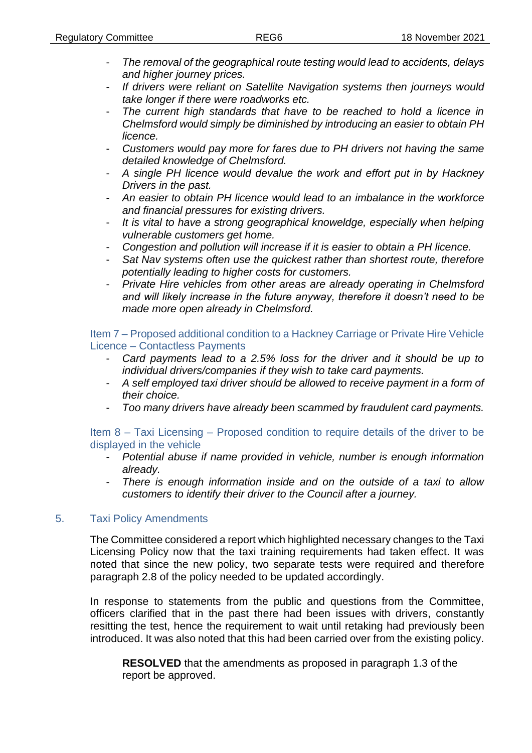- *The removal of the geographical route testing would lead to accidents, delays and higher journey prices.*
- *If drivers were reliant on Satellite Navigation systems then journeys would take longer if there were roadworks etc.*
- *The current high standards that have to be reached to hold a licence in Chelmsford would simply be diminished by introducing an easier to obtain PH licence.*
- *Customers would pay more for fares due to PH drivers not having the same detailed knowledge of Chelmsford.*
- *A single PH licence would devalue the work and effort put in by Hackney Drivers in the past.*
- *An easier to obtain PH licence would lead to an imbalance in the workforce and financial pressures for existing drivers.*
- *It is vital to have a strong geographical knoweldge, especially when helping vulnerable customers get home.*
- *Congestion and pollution will increase if it is easier to obtain a PH licence.*
- *Sat Nav systems often use the quickest rather than shortest route, therefore potentially leading to higher costs for customers.*
- *Private Hire vehicles from other areas are already operating in Chelmsford and will likely increase in the future anyway, therefore it doesn't need to be made more open already in Chelmsford.*

### Item 7 – Proposed additional condition to a Hackney Carriage or Private Hire Vehicle Licence – Contactless Payments

- *Card payments lead to a 2.5% loss for the driver and it should be up to individual drivers/companies if they wish to take card payments.*
- *A self employed taxi driver should be allowed to receive payment in a form of their choice.*
- *Too many drivers have already been scammed by fraudulent card payments.*

### Item 8 – Taxi Licensing – Proposed condition to require details of the driver to be displayed in the vehicle

- *Potential abuse if name provided in vehicle, number is enough information already.*
- *There is enough information inside and on the outside of a taxi to allow customers to identify their driver to the Council after a journey.*

## 5. Taxi Policy Amendments

The Committee considered a report which highlighted necessary changes to the Taxi Licensing Policy now that the taxi training requirements had taken effect. It was noted that since the new policy, two separate tests were required and therefore paragraph 2.8 of the policy needed to be updated accordingly.

In response to statements from the public and questions from the Committee, officers clarified that in the past there had been issues with drivers, constantly resitting the test, hence the requirement to wait until retaking had previously been introduced. It was also noted that this had been carried over from the existing policy.

> **RESOLVED** that the amendments as proposed in paragraph 1.3 of the report be approved.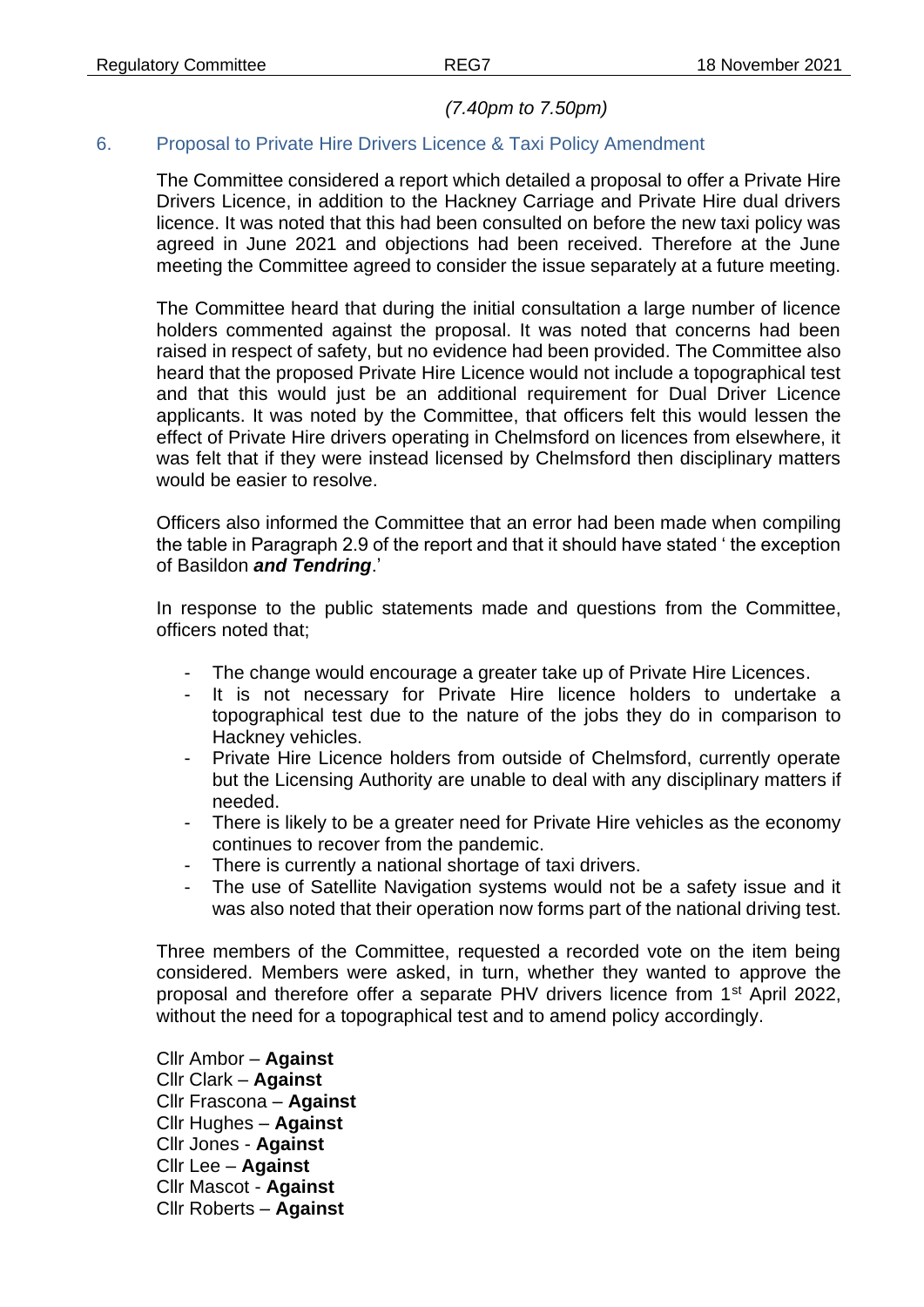*(7.40pm to 7.50pm)*

## 6. Proposal to Private Hire Drivers Licence & Taxi Policy Amendment

The Committee considered a report which detailed a proposal to offer a Private Hire Drivers Licence, in addition to the Hackney Carriage and Private Hire dual drivers licence. It was noted that this had been consulted on before the new taxi policy was agreed in June 2021 and objections had been received. Therefore at the June meeting the Committee agreed to consider the issue separately at a future meeting.

The Committee heard that during the initial consultation a large number of licence holders commented against the proposal. It was noted that concerns had been raised in respect of safety, but no evidence had been provided. The Committee also heard that the proposed Private Hire Licence would not include a topographical test and that this would just be an additional requirement for Dual Driver Licence applicants. It was noted by the Committee, that officers felt this would lessen the effect of Private Hire drivers operating in Chelmsford on licences from elsewhere, it was felt that if they were instead licensed by Chelmsford then disciplinary matters would be easier to resolve.

Officers also informed the Committee that an error had been made when compiling the table in Paragraph 2.9 of the report and that it should have stated ' the exception of Basildon ***and Tendring***.'

In response to the public statements made and questions from the Committee, officers noted that;

- The change would encourage a greater take up of Private Hire Licences.
- It is not necessary for Private Hire licence holders to undertake a topographical test due to the nature of the jobs they do in comparison to Hackney vehicles.
- Private Hire Licence holders from outside of Chelmsford, currently operate but the Licensing Authority are unable to deal with any disciplinary matters if needed.
- There is likely to be a greater need for Private Hire vehicles as the economy continues to recover from the pandemic.
- There is currently a national shortage of taxi drivers.
- The use of Satellite Navigation systems would not be a safety issue and it was also noted that their operation now forms part of the national driving test.

Three members of the Committee, requested a recorded vote on the item being considered. Members were asked, in turn, whether they wanted to approve the proposal and therefore offer a separate PHV drivers licence from 1st April 2022, without the need for a topographical test and to amend policy accordingly.

Cllr Ambor – **Against**  
Cllr Clark – **Against**  
Cllr Frascona – **Against**  
Cllr Hughes – **Against**  
Cllr Jones - **Against**  
Cllr Lee – **Against**  
Cllr Mascot - **Against**  
Cllr Roberts – **Against**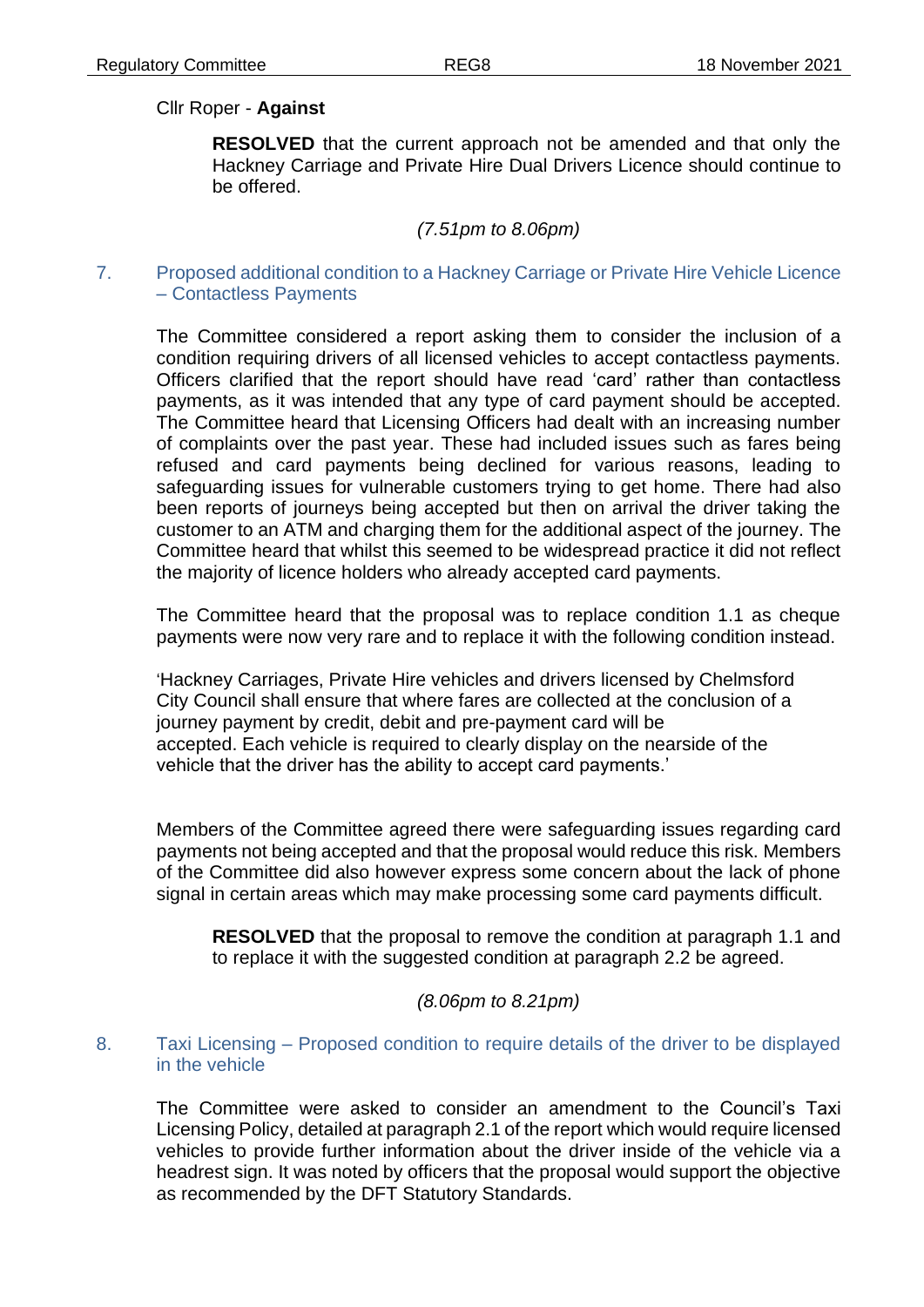Cllr Roper - **Against**

> **RESOLVED** that the current approach not be amended and that only the Hackney Carriage and Private Hire Dual Drivers Licence should continue to be offered.

*(7.51pm to 8.06pm)*

## 7. Proposed additional condition to a Hackney Carriage or Private Hire Vehicle Licence – Contactless Payments

The Committee considered a report asking them to consider the inclusion of a condition requiring drivers of all licensed vehicles to accept contactless payments. Officers clarified that the report should have read 'card' rather than contactless payments, as it was intended that any type of card payment should be accepted. The Committee heard that Licensing Officers had dealt with an increasing number of complaints over the past year. These had included issues such as fares being refused and card payments being declined for various reasons, leading to safeguarding issues for vulnerable customers trying to get home. There had also been reports of journeys being accepted but then on arrival the driver taking the customer to an ATM and charging them for the additional aspect of the journey. The Committee heard that whilst this seemed to be widespread practice it did not reflect the majority of licence holders who already accepted card payments.

The Committee heard that the proposal was to replace condition 1.1 as cheque payments were now very rare and to replace it with the following condition instead.

'Hackney Carriages, Private Hire vehicles and drivers licensed by Chelmsford City Council shall ensure that where fares are collected at the conclusion of a journey payment by credit, debit and pre-payment card will be accepted. Each vehicle is required to clearly display on the nearside of the vehicle that the driver has the ability to accept card payments.'

Members of the Committee agreed there were safeguarding issues regarding card payments not being accepted and that the proposal would reduce this risk. Members of the Committee did also however express some concern about the lack of phone signal in certain areas which may make processing some card payments difficult.

> **RESOLVED** that the proposal to remove the condition at paragraph 1.1 and to replace it with the suggested condition at paragraph 2.2 be agreed.

*(8.06pm to 8.21pm)*

## 8. Taxi Licensing – Proposed condition to require details of the driver to be displayed in the vehicle

The Committee were asked to consider an amendment to the Council's Taxi Licensing Policy, detailed at paragraph 2.1 of the report which would require licensed vehicles to provide further information about the driver inside of the vehicle via a headrest sign. It was noted by officers that the proposal would support the objective as recommended by the DFT Statutory Standards.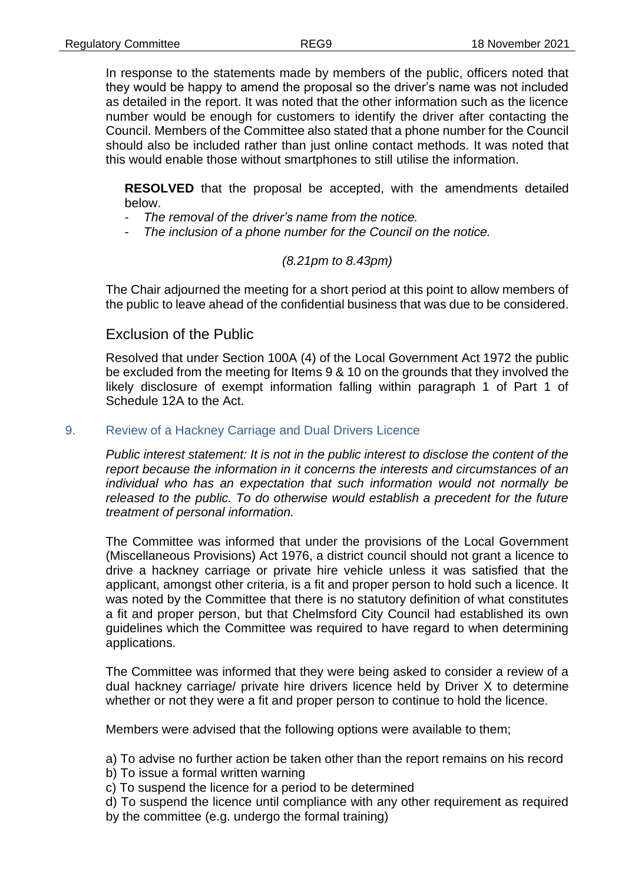In response to the statements made by members of the public, officers noted that they would be happy to amend the proposal so the driver's name was not included as detailed in the report. It was noted that the other information such as the licence number would be enough for customers to identify the driver after contacting the Council. Members of the Committee also stated that a phone number for the Council should also be included rather than just online contact methods. It was noted that this would enable those without smartphones to still utilise the information.

**RESOLVED** that the proposal be accepted, with the amendments detailed below.

- *The removal of the driver's name from the notice.*
- *The inclusion of a phone number for the Council on the notice.*

*(8.21pm to 8.43pm)*

The Chair adjourned the meeting for a short period at this point to allow members of the public to leave ahead of the confidential business that was due to be considered.

## Exclusion of the Public

Resolved that under Section 100A (4) of the Local Government Act 1972 the public be excluded from the meeting for Items 9 & 10 on the grounds that they involved the likely disclosure of exempt information falling within paragraph 1 of Part 1 of Schedule 12A to the Act.

## 9. Review of a Hackney Carriage and Dual Drivers Licence

*Public interest statement: It is not in the public interest to disclose the content of the report because the information in it concerns the interests and circumstances of an individual who has an expectation that such information would not normally be released to the public. To do otherwise would establish a precedent for the future treatment of personal information.*

The Committee was informed that under the provisions of the Local Government (Miscellaneous Provisions) Act 1976, a district council should not grant a licence to drive a hackney carriage or private hire vehicle unless it was satisfied that the applicant, amongst other criteria, is a fit and proper person to hold such a licence. It was noted by the Committee that there is no statutory definition of what constitutes a fit and proper person, but that Chelmsford City Council had established its own guidelines which the Committee was required to have regard to when determining applications.

The Committee was informed that they were being asked to consider a review of a dual hackney carriage/ private hire drivers licence held by Driver X to determine whether or not they were a fit and proper person to continue to hold the licence.

Members were advised that the following options were available to them;

a) To advise no further action be taken other than the report remains on his record
b) To issue a formal written warning
c) To suspend the licence for a period to be determined
d) To suspend the licence until compliance with any other requirement as required by the committee (e.g. undergo the formal training)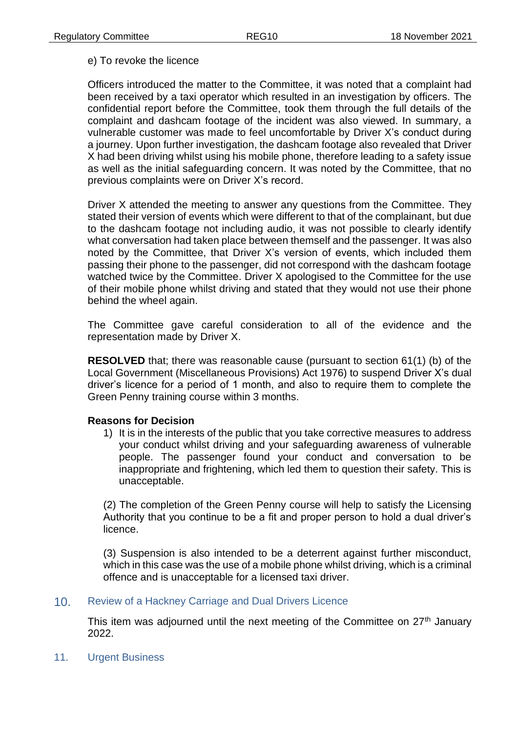e) To revoke the licence

Officers introduced the matter to the Committee, it was noted that a complaint had been received by a taxi operator which resulted in an investigation by officers. The confidential report before the Committee, took them through the full details of the complaint and dashcam footage of the incident was also viewed. In summary, a vulnerable customer was made to feel uncomfortable by Driver X's conduct during a journey. Upon further investigation, the dashcam footage also revealed that Driver X had been driving whilst using his mobile phone, therefore leading to a safety issue as well as the initial safeguarding concern. It was noted by the Committee, that no previous complaints were on Driver X's record.

Driver X attended the meeting to answer any questions from the Committee. They stated their version of events which were different to that of the complainant, but due to the dashcam footage not including audio, it was not possible to clearly identify what conversation had taken place between themself and the passenger. It was also noted by the Committee, that Driver X's version of events, which included them passing their phone to the passenger, did not correspond with the dashcam footage watched twice by the Committee. Driver X apologised to the Committee for the use of their mobile phone whilst driving and stated that they would not use their phone behind the wheel again.

The Committee gave careful consideration to all of the evidence and the representation made by Driver X.

**RESOLVED** that; there was reasonable cause (pursuant to section 61(1) (b) of the Local Government (Miscellaneous Provisions) Act 1976) to suspend Driver X's dual driver's licence for a period of 1 month, and also to require them to complete the Green Penny training course within 3 months.

**Reasons for Decision**

1) It is in the interests of the public that you take corrective measures to address your conduct whilst driving and your safeguarding awareness of vulnerable people. The passenger found your conduct and conversation to be inappropriate and frightening, which led them to question their safety. This is unacceptable.

(2) The completion of the Green Penny course will help to satisfy the Licensing Authority that you continue to be a fit and proper person to hold a dual driver's licence.

(3) Suspension is also intended to be a deterrent against further misconduct, which in this case was the use of a mobile phone whilst driving, which is a criminal offence and is unacceptable for a licensed taxi driver.

## 10. Review of a Hackney Carriage and Dual Drivers Licence

This item was adjourned until the next meeting of the Committee on 27th January 2022.

## 11. Urgent Business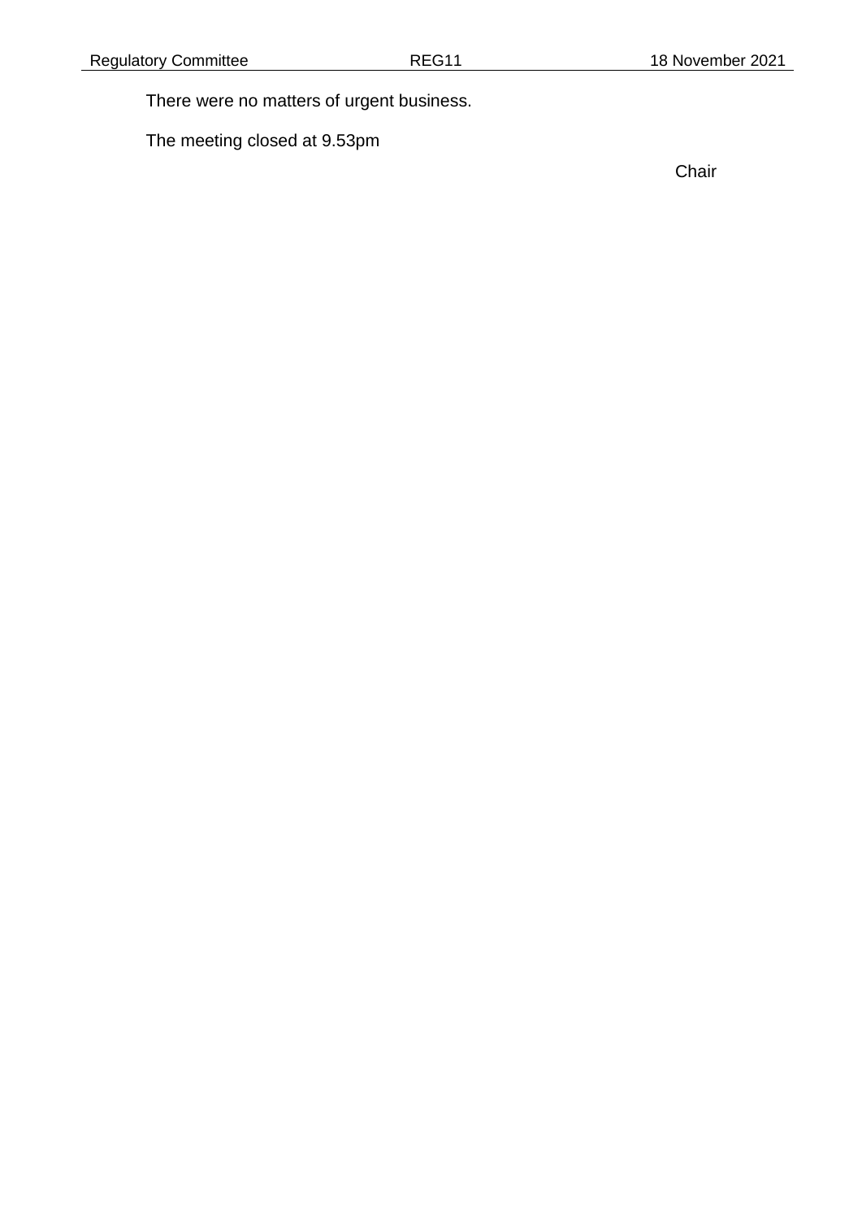There were no matters of urgent business.

The meeting closed at 9.53pm

Chair